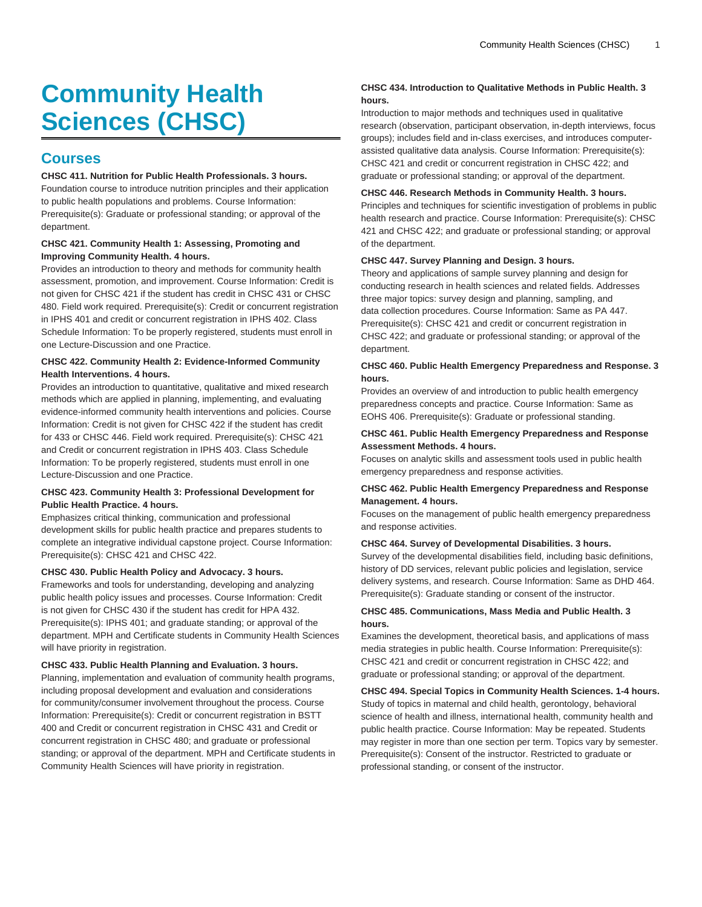# Community Health Sciences (CHSC)

## Courses

**CHSC 411. Nutrition for Public Health Professionals. 3 hours.**
Foundation course to introduce nutrition principles and their application to public health populations and problems. Course Information: Prerequisite(s): Graduate or professional standing; or approval of the department.

**CHSC 421. Community Health 1: Assessing, Promoting and Improving Community Health. 4 hours.**
Provides an introduction to theory and methods for community health assessment, promotion, and improvement. Course Information: Credit is not given for CHSC 421 if the student has credit in CHSC 431 or CHSC 480. Field work required. Prerequisite(s): Credit or concurrent registration in IPHS 401 and credit or concurrent registration in IPHS 402. Class Schedule Information: To be properly registered, students must enroll in one Lecture-Discussion and one Practice.

**CHSC 422. Community Health 2: Evidence-Informed Community Health Interventions. 4 hours.**
Provides an introduction to quantitative, qualitative and mixed research methods which are applied in planning, implementing, and evaluating evidence-informed community health interventions and policies. Course Information: Credit is not given for CHSC 422 if the student has credit for 433 or CHSC 446. Field work required. Prerequisite(s): CHSC 421 and Credit or concurrent registration in IPHS 403. Class Schedule Information: To be properly registered, students must enroll in one Lecture-Discussion and one Practice.

**CHSC 423. Community Health 3: Professional Development for Public Health Practice. 4 hours.**
Emphasizes critical thinking, communication and professional development skills for public health practice and prepares students to complete an integrative individual capstone project. Course Information: Prerequisite(s): CHSC 421 and CHSC 422.

**CHSC 430. Public Health Policy and Advocacy. 3 hours.**
Frameworks and tools for understanding, developing and analyzing public health policy issues and processes. Course Information: Credit is not given for CHSC 430 if the student has credit for HPA 432. Prerequisite(s): IPHS 401; and graduate standing; or approval of the department. MPH and Certificate students in Community Health Sciences will have priority in registration.

**CHSC 433. Public Health Planning and Evaluation. 3 hours.**
Planning, implementation and evaluation of community health programs, including proposal development and evaluation and considerations for community/consumer involvement throughout the process. Course Information: Prerequisite(s): Credit or concurrent registration in BSTT 400 and Credit or concurrent registration in CHSC 431 and Credit or concurrent registration in CHSC 480; and graduate or professional standing; or approval of the department. MPH and Certificate students in Community Health Sciences will have priority in registration.

**CHSC 434. Introduction to Qualitative Methods in Public Health. 3 hours.**
Introduction to major methods and techniques used in qualitative research (observation, participant observation, in-depth interviews, focus groups); includes field and in-class exercises, and introduces computer-assisted qualitative data analysis. Course Information: Prerequisite(s): CHSC 421 and credit or concurrent registration in CHSC 422; and graduate or professional standing; or approval of the department.

**CHSC 446. Research Methods in Community Health. 3 hours.**
Principles and techniques for scientific investigation of problems in public health research and practice. Course Information: Prerequisite(s): CHSC 421 and CHSC 422; and graduate or professional standing; or approval of the department.

**CHSC 447. Survey Planning and Design. 3 hours.**
Theory and applications of sample survey planning and design for conducting research in health sciences and related fields. Addresses three major topics: survey design and planning, sampling, and data collection procedures. Course Information: Same as PA 447. Prerequisite(s): CHSC 421 and credit or concurrent registration in CHSC 422; and graduate or professional standing; or approval of the department.

**CHSC 460. Public Health Emergency Preparedness and Response. 3 hours.**
Provides an overview of and introduction to public health emergency preparedness concepts and practice. Course Information: Same as EOHS 406. Prerequisite(s): Graduate or professional standing.

**CHSC 461. Public Health Emergency Preparedness and Response Assessment Methods. 4 hours.**
Focuses on analytic skills and assessment tools used in public health emergency preparedness and response activities.

**CHSC 462. Public Health Emergency Preparedness and Response Management. 4 hours.**
Focuses on the management of public health emergency preparedness and response activities.

**CHSC 464. Survey of Developmental Disabilities. 3 hours.**
Survey of the developmental disabilities field, including basic definitions, history of DD services, relevant public policies and legislation, service delivery systems, and research. Course Information: Same as DHD 464. Prerequisite(s): Graduate standing or consent of the instructor.

**CHSC 485. Communications, Mass Media and Public Health. 3 hours.**
Examines the development, theoretical basis, and applications of mass media strategies in public health. Course Information: Prerequisite(s): CHSC 421 and credit or concurrent registration in CHSC 422; and graduate or professional standing; or approval of the department.

**CHSC 494. Special Topics in Community Health Sciences. 1-4 hours.**
Study of topics in maternal and child health, gerontology, behavioral science of health and illness, international health, community health and public health practice. Course Information: May be repeated. Students may register in more than one section per term. Topics vary by semester. Prerequisite(s): Consent of the instructor. Restricted to graduate or professional standing, or consent of the instructor.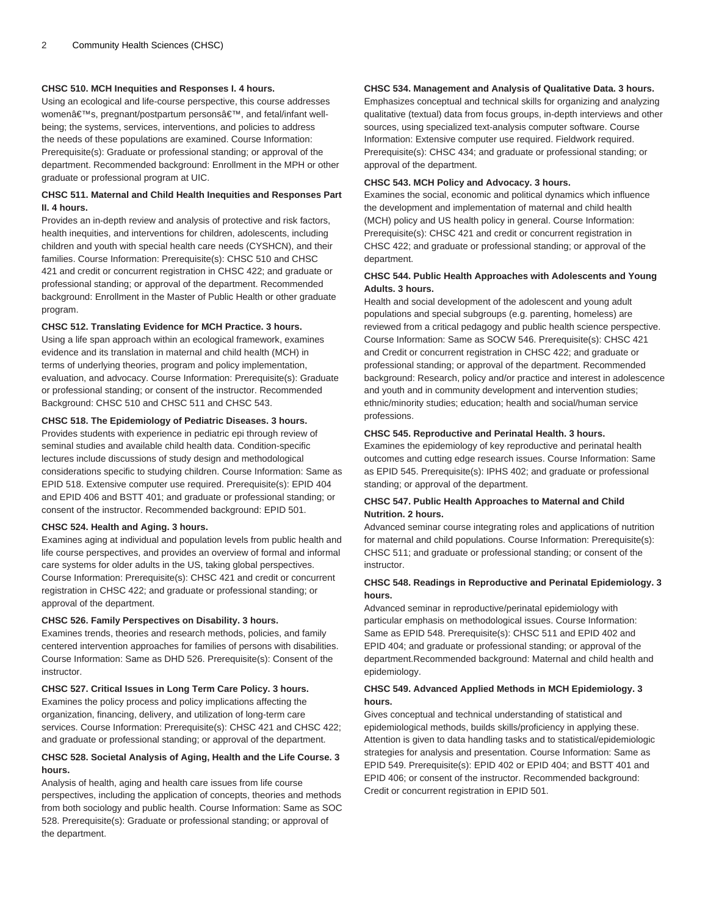**CHSC 510. MCH Inequities and Responses I. 4 hours.**
Using an ecological and life-course perspective, this course addresses womenâ€™s, pregnant/postpartum personsâ€™, and fetal/infant well-being; the systems, services, interventions, and policies to address the needs of these populations are examined. Course Information: Prerequisite(s): Graduate or professional standing; or approval of the department. Recommended background: Enrollment in the MPH or other graduate or professional program at UIC.

**CHSC 511. Maternal and Child Health Inequities and Responses Part II. 4 hours.**
Provides an in-depth review and analysis of protective and risk factors, health inequities, and interventions for children, adolescents, including children and youth with special health care needs (CYSHCN), and their families. Course Information: Prerequisite(s): CHSC 510 and CHSC 421 and credit or concurrent registration in CHSC 422; and graduate or professional standing; or approval of the department. Recommended background: Enrollment in the Master of Public Health or other graduate program.

**CHSC 512. Translating Evidence for MCH Practice. 3 hours.**
Using a life span approach within an ecological framework, examines evidence and its translation in maternal and child health (MCH) in terms of underlying theories, program and policy implementation, evaluation, and advocacy. Course Information: Prerequisite(s): Graduate or professional standing; or consent of the instructor. Recommended Background: CHSC 510 and CHSC 511 and CHSC 543.

**CHSC 518. The Epidemiology of Pediatric Diseases. 3 hours.**
Provides students with experience in pediatric epi through review of seminal studies and available child health data. Condition-specific lectures include discussions of study design and methodological considerations specific to studying children. Course Information: Same as EPID 518. Extensive computer use required. Prerequisite(s): EPID 404 and EPID 406 and BSTT 401; and graduate or professional standing; or consent of the instructor. Recommended background: EPID 501.

**CHSC 524. Health and Aging. 3 hours.**
Examines aging at individual and population levels from public health and life course perspectives, and provides an overview of formal and informal care systems for older adults in the US, taking global perspectives. Course Information: Prerequisite(s): CHSC 421 and credit or concurrent registration in CHSC 422; and graduate or professional standing; or approval of the department.

**CHSC 526. Family Perspectives on Disability. 3 hours.**
Examines trends, theories and research methods, policies, and family centered intervention approaches for families of persons with disabilities. Course Information: Same as DHD 526. Prerequisite(s): Consent of the instructor.

**CHSC 527. Critical Issues in Long Term Care Policy. 3 hours.**
Examines the policy process and policy implications affecting the organization, financing, delivery, and utilization of long-term care services. Course Information: Prerequisite(s): CHSC 421 and CHSC 422; and graduate or professional standing; or approval of the department.

**CHSC 528. Societal Analysis of Aging, Health and the Life Course. 3 hours.**
Analysis of health, aging and health care issues from life course perspectives, including the application of concepts, theories and methods from both sociology and public health. Course Information: Same as SOC 528. Prerequisite(s): Graduate or professional standing; or approval of the department.

**CHSC 534. Management and Analysis of Qualitative Data. 3 hours.**
Emphasizes conceptual and technical skills for organizing and analyzing qualitative (textual) data from focus groups, in-depth interviews and other sources, using specialized text-analysis computer software. Course Information: Extensive computer use required. Fieldwork required. Prerequisite(s): CHSC 434; and graduate or professional standing; or approval of the department.

**CHSC 543. MCH Policy and Advocacy. 3 hours.**
Examines the social, economic and political dynamics which influence the development and implementation of maternal and child health (MCH) policy and US health policy in general. Course Information: Prerequisite(s): CHSC 421 and credit or concurrent registration in CHSC 422; and graduate or professional standing; or approval of the department.

**CHSC 544. Public Health Approaches with Adolescents and Young Adults. 3 hours.**
Health and social development of the adolescent and young adult populations and special subgroups (e.g. parenting, homeless) are reviewed from a critical pedagogy and public health science perspective. Course Information: Same as SOCW 546. Prerequisite(s): CHSC 421 and Credit or concurrent registration in CHSC 422; and graduate or professional standing; or approval of the department. Recommended background: Research, policy and/or practice and interest in adolescence and youth and in community development and intervention studies; ethnic/minority studies; education; health and social/human service professions.

**CHSC 545. Reproductive and Perinatal Health. 3 hours.**
Examines the epidemiology of key reproductive and perinatal health outcomes and cutting edge research issues. Course Information: Same as EPID 545. Prerequisite(s): IPHS 402; and graduate or professional standing; or approval of the department.

**CHSC 547. Public Health Approaches to Maternal and Child Nutrition. 2 hours.**
Advanced seminar course integrating roles and applications of nutrition for maternal and child populations. Course Information: Prerequisite(s): CHSC 511; and graduate or professional standing; or consent of the instructor.

**CHSC 548. Readings in Reproductive and Perinatal Epidemiology. 3 hours.**
Advanced seminar in reproductive/perinatal epidemiology with particular emphasis on methodological issues. Course Information: Same as EPID 548. Prerequisite(s): CHSC 511 and EPID 402 and EPID 404; and graduate or professional standing; or approval of the department.Recommended background: Maternal and child health and epidemiology.

**CHSC 549. Advanced Applied Methods in MCH Epidemiology. 3 hours.**
Gives conceptual and technical understanding of statistical and epidemiological methods, builds skills/proficiency in applying these. Attention is given to data handling tasks and to statistical/epidemiologic strategies for analysis and presentation. Course Information: Same as EPID 549. Prerequisite(s): EPID 402 or EPID 404; and BSTT 401 and EPID 406; or consent of the instructor. Recommended background: Credit or concurrent registration in EPID 501.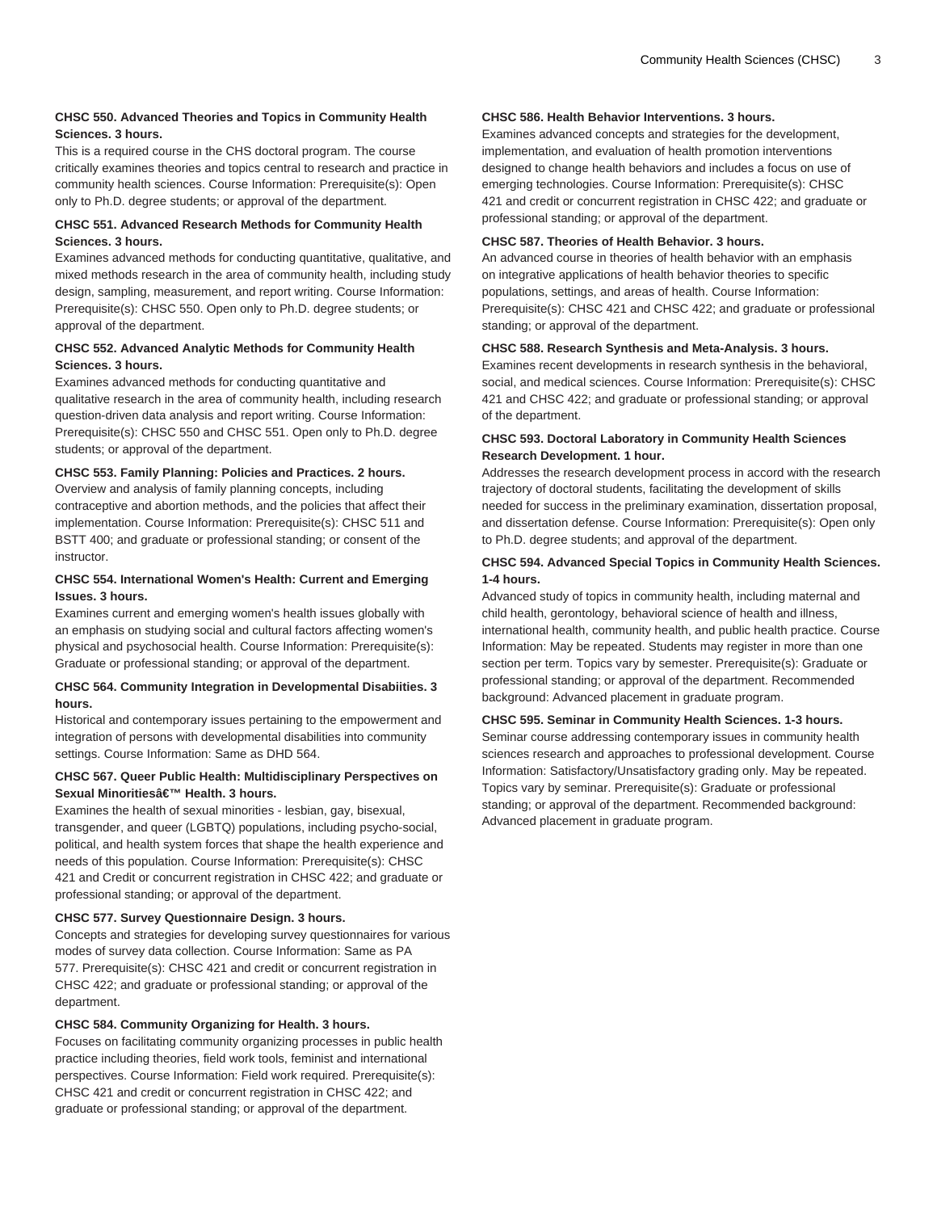**CHSC 550. Advanced Theories and Topics in Community Health Sciences. 3 hours.**
This is a required course in the CHS doctoral program. The course critically examines theories and topics central to research and practice in community health sciences. Course Information: Prerequisite(s): Open only to Ph.D. degree students; or approval of the department.

**CHSC 551. Advanced Research Methods for Community Health Sciences. 3 hours.**
Examines advanced methods for conducting quantitative, qualitative, and mixed methods research in the area of community health, including study design, sampling, measurement, and report writing. Course Information: Prerequisite(s): CHSC 550. Open only to Ph.D. degree students; or approval of the department.

**CHSC 552. Advanced Analytic Methods for Community Health Sciences. 3 hours.**
Examines advanced methods for conducting quantitative and qualitative research in the area of community health, including research question-driven data analysis and report writing. Course Information: Prerequisite(s): CHSC 550 and CHSC 551. Open only to Ph.D. degree students; or approval of the department.

**CHSC 553. Family Planning: Policies and Practices. 2 hours.**
Overview and analysis of family planning concepts, including contraceptive and abortion methods, and the policies that affect their implementation. Course Information: Prerequisite(s): CHSC 511 and BSTT 400; and graduate or professional standing; or consent of the instructor.

**CHSC 554. International Women's Health: Current and Emerging Issues. 3 hours.**
Examines current and emerging women's health issues globally with an emphasis on studying social and cultural factors affecting women's physical and psychosocial health. Course Information: Prerequisite(s): Graduate or professional standing; or approval of the department.

**CHSC 564. Community Integration in Developmental Disabiities. 3 hours.**
Historical and contemporary issues pertaining to the empowerment and integration of persons with developmental disabilities into community settings. Course Information: Same as DHD 564.

**CHSC 567. Queer Public Health: Multidisciplinary Perspectives on Sexual Minoritiesâ€™ Health. 3 hours.**
Examines the health of sexual minorities - lesbian, gay, bisexual, transgender, and queer (LGBTQ) populations, including psycho-social, political, and health system forces that shape the health experience and needs of this population. Course Information: Prerequisite(s): CHSC 421 and Credit or concurrent registration in CHSC 422; and graduate or professional standing; or approval of the department.

**CHSC 577. Survey Questionnaire Design. 3 hours.**
Concepts and strategies for developing survey questionnaires for various modes of survey data collection. Course Information: Same as PA 577. Prerequisite(s): CHSC 421 and credit or concurrent registration in CHSC 422; and graduate or professional standing; or approval of the department.

**CHSC 584. Community Organizing for Health. 3 hours.**
Focuses on facilitating community organizing processes in public health practice including theories, field work tools, feminist and international perspectives. Course Information: Field work required. Prerequisite(s): CHSC 421 and credit or concurrent registration in CHSC 422; and graduate or professional standing; or approval of the department.

**CHSC 586. Health Behavior Interventions. 3 hours.**
Examines advanced concepts and strategies for the development, implementation, and evaluation of health promotion interventions designed to change health behaviors and includes a focus on use of emerging technologies. Course Information: Prerequisite(s): CHSC 421 and credit or concurrent registration in CHSC 422; and graduate or professional standing; or approval of the department.

**CHSC 587. Theories of Health Behavior. 3 hours.**
An advanced course in theories of health behavior with an emphasis on integrative applications of health behavior theories to specific populations, settings, and areas of health. Course Information: Prerequisite(s): CHSC 421 and CHSC 422; and graduate or professional standing; or approval of the department.

**CHSC 588. Research Synthesis and Meta-Analysis. 3 hours.**
Examines recent developments in research synthesis in the behavioral, social, and medical sciences. Course Information: Prerequisite(s): CHSC 421 and CHSC 422; and graduate or professional standing; or approval of the department.

**CHSC 593. Doctoral Laboratory in Community Health Sciences Research Development. 1 hour.**
Addresses the research development process in accord with the research trajectory of doctoral students, facilitating the development of skills needed for success in the preliminary examination, dissertation proposal, and dissertation defense. Course Information: Prerequisite(s): Open only to Ph.D. degree students; and approval of the department.

**CHSC 594. Advanced Special Topics in Community Health Sciences. 1-4 hours.**
Advanced study of topics in community health, including maternal and child health, gerontology, behavioral science of health and illness, international health, community health, and public health practice. Course Information: May be repeated. Students may register in more than one section per term. Topics vary by semester. Prerequisite(s): Graduate or professional standing; or approval of the department. Recommended background: Advanced placement in graduate program.

**CHSC 595. Seminar in Community Health Sciences. 1-3 hours.**
Seminar course addressing contemporary issues in community health sciences research and approaches to professional development. Course Information: Satisfactory/Unsatisfactory grading only. May be repeated. Topics vary by seminar. Prerequisite(s): Graduate or professional standing; or approval of the department. Recommended background: Advanced placement in graduate program.